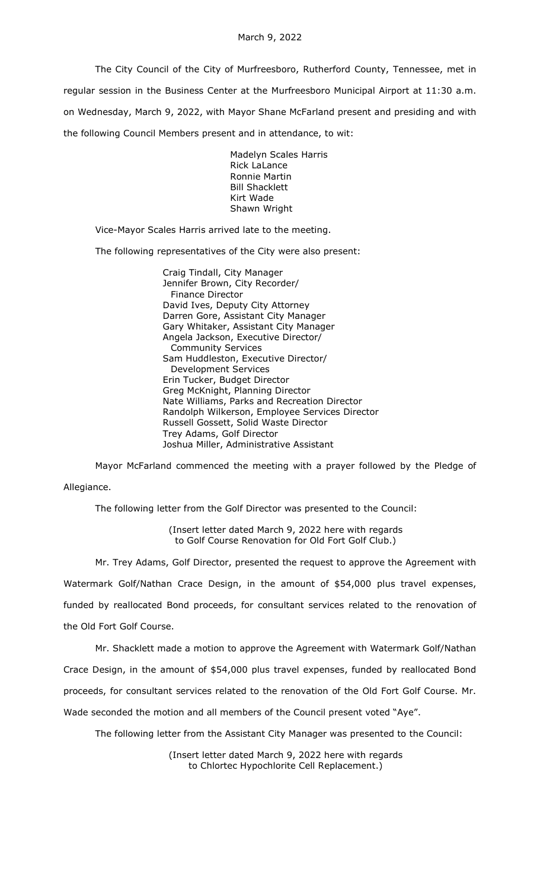March 9, 2022

The City Council of the City of Murfreesboro, Rutherford County, Tennessee, met in regular session in the Business Center at the Murfreesboro Municipal Airport at 11:30 a.m. on Wednesday, March 9, 2022, with Mayor Shane McFarland present and presiding and with the following Council Members present and in attendance, to wit:

Madelyn Scales Harris
Rick LaLance
Ronnie Martin
Bill Shacklett
Kirt Wade
Shawn Wright

Vice-Mayor Scales Harris arrived late to the meeting.

The following representatives of the City were also present:

Craig Tindall, City Manager
Jennifer Brown, City Recorder/ Finance Director
David Ives, Deputy City Attorney
Darren Gore, Assistant City Manager
Gary Whitaker, Assistant City Manager
Angela Jackson, Executive Director/ Community Services
Sam Huddleston, Executive Director/ Development Services
Erin Tucker, Budget Director
Greg McKnight, Planning Director
Nate Williams, Parks and Recreation Director
Randolph Wilkerson, Employee Services Director
Russell Gossett, Solid Waste Director
Trey Adams, Golf Director
Joshua Miller, Administrative Assistant

Mayor McFarland commenced the meeting with a prayer followed by the Pledge of Allegiance.

The following letter from the Golf Director was presented to the Council:

(Insert letter dated March 9, 2022 here with regards to Golf Course Renovation for Old Fort Golf Club.)

Mr. Trey Adams, Golf Director, presented the request to approve the Agreement with Watermark Golf/Nathan Crace Design, in the amount of $54,000 plus travel expenses, funded by reallocated Bond proceeds, for consultant services related to the renovation of the Old Fort Golf Course.

Mr. Shacklett made a motion to approve the Agreement with Watermark Golf/Nathan Crace Design, in the amount of $54,000 plus travel expenses, funded by reallocated Bond proceeds, for consultant services related to the renovation of the Old Fort Golf Course. Mr. Wade seconded the motion and all members of the Council present voted "Aye".

The following letter from the Assistant City Manager was presented to the Council:

(Insert letter dated March 9, 2022 here with regards to Chlortec Hypochlorite Cell Replacement.)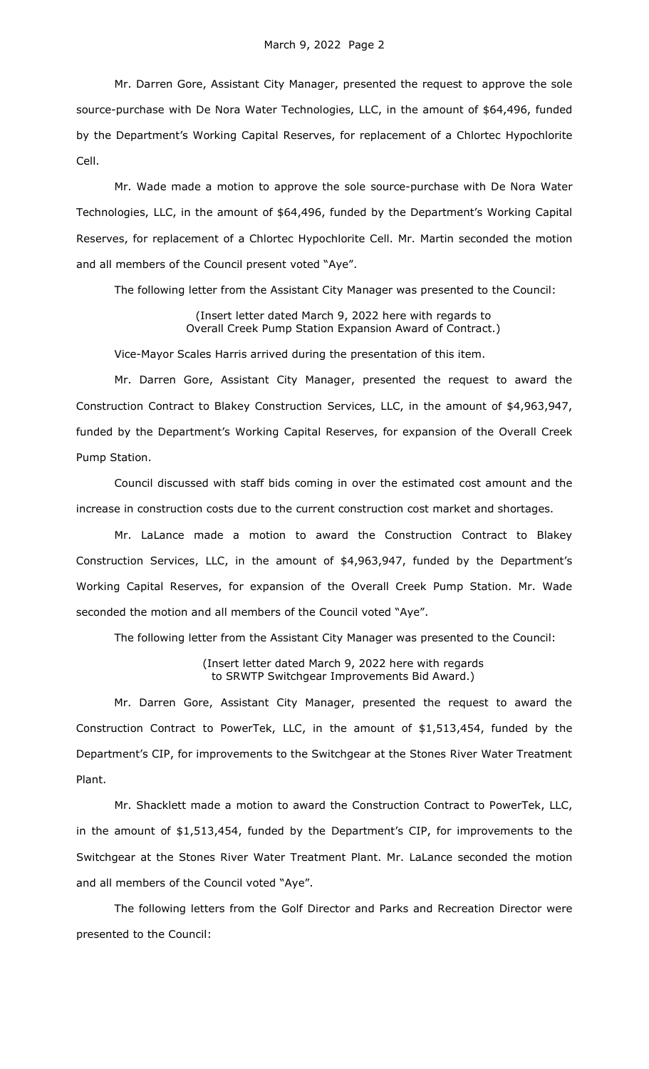Mr. Darren Gore, Assistant City Manager, presented the request to approve the sole source-purchase with De Nora Water Technologies, LLC, in the amount of $64,496, funded by the Department's Working Capital Reserves, for replacement of a Chlortec Hypochlorite Cell.

Mr. Wade made a motion to approve the sole source-purchase with De Nora Water Technologies, LLC, in the amount of $64,496, funded by the Department's Working Capital Reserves, for replacement of a Chlortec Hypochlorite Cell. Mr. Martin seconded the motion and all members of the Council present voted "Aye".

The following letter from the Assistant City Manager was presented to the Council:

(Insert letter dated March 9, 2022 here with regards to Overall Creek Pump Station Expansion Award of Contract.)

Vice-Mayor Scales Harris arrived during the presentation of this item.

Mr. Darren Gore, Assistant City Manager, presented the request to award the Construction Contract to Blakey Construction Services, LLC, in the amount of $4,963,947, funded by the Department's Working Capital Reserves, for expansion of the Overall Creek Pump Station.

Council discussed with staff bids coming in over the estimated cost amount and the increase in construction costs due to the current construction cost market and shortages.

Mr. LaLance made a motion to award the Construction Contract to Blakey Construction Services, LLC, in the amount of $4,963,947, funded by the Department's Working Capital Reserves, for expansion of the Overall Creek Pump Station. Mr. Wade seconded the motion and all members of the Council voted "Aye".

The following letter from the Assistant City Manager was presented to the Council:

(Insert letter dated March 9, 2022 here with regards to SRWTP Switchgear Improvements Bid Award.)

Mr. Darren Gore, Assistant City Manager, presented the request to award the Construction Contract to PowerTek, LLC, in the amount of $1,513,454, funded by the Department's CIP, for improvements to the Switchgear at the Stones River Water Treatment Plant.

Mr. Shacklett made a motion to award the Construction Contract to PowerTek, LLC, in the amount of $1,513,454, funded by the Department's CIP, for improvements to the Switchgear at the Stones River Water Treatment Plant. Mr. LaLance seconded the motion and all members of the Council voted "Aye".

The following letters from the Golf Director and Parks and Recreation Director were presented to the Council: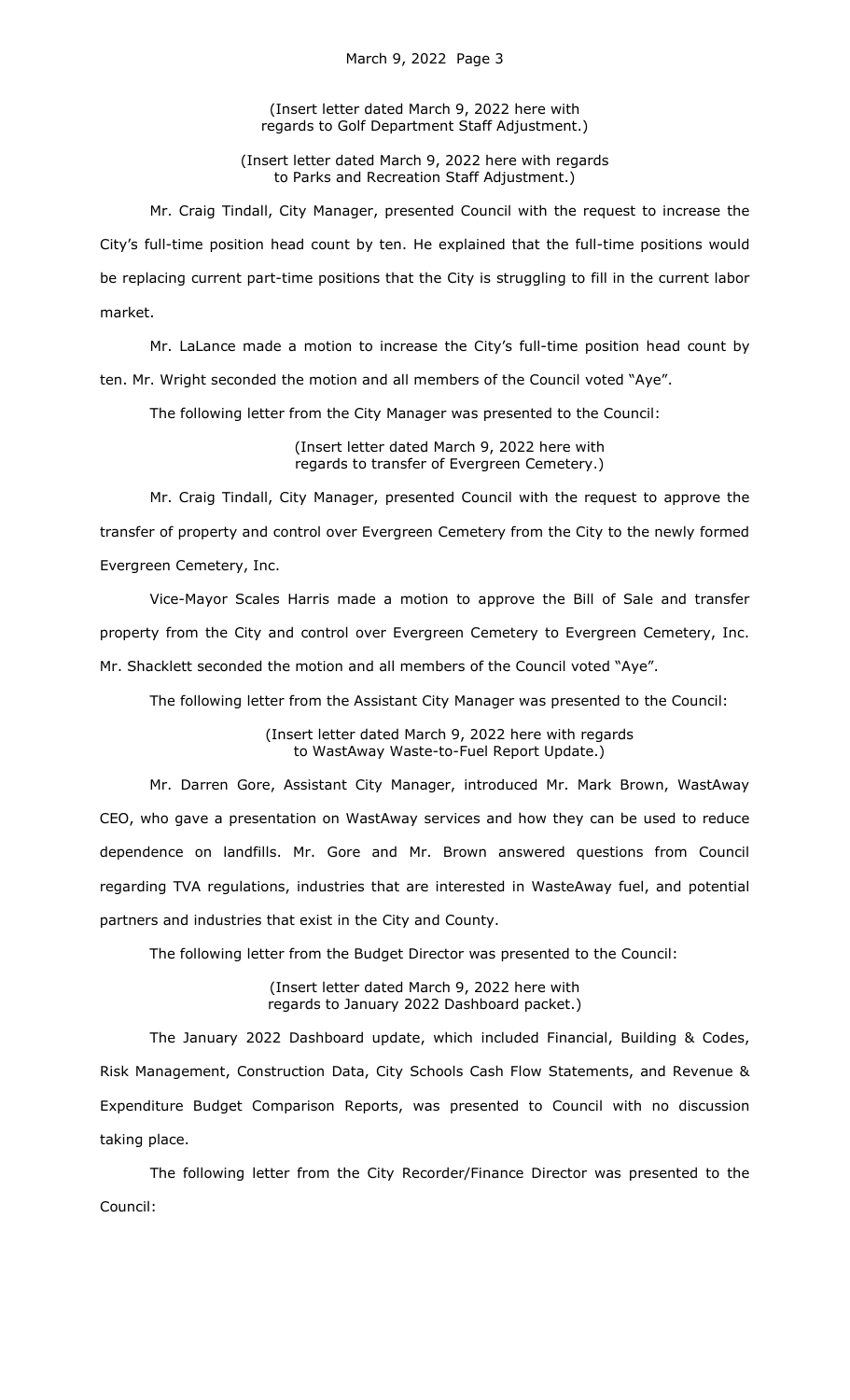(Insert letter dated March 9, 2022 here with regards to Golf Department Staff Adjustment.)

(Insert letter dated March 9, 2022 here with regards to Parks and Recreation Staff Adjustment.)

Mr. Craig Tindall, City Manager, presented Council with the request to increase the City's full-time position head count by ten. He explained that the full-time positions would be replacing current part-time positions that the City is struggling to fill in the current labor market.

Mr. LaLance made a motion to increase the City's full-time position head count by ten. Mr. Wright seconded the motion and all members of the Council voted "Aye".

The following letter from the City Manager was presented to the Council:

(Insert letter dated March 9, 2022 here with regards to transfer of Evergreen Cemetery.)

Mr. Craig Tindall, City Manager, presented Council with the request to approve the transfer of property and control over Evergreen Cemetery from the City to the newly formed Evergreen Cemetery, Inc.

Vice-Mayor Scales Harris made a motion to approve the Bill of Sale and transfer property from the City and control over Evergreen Cemetery to Evergreen Cemetery, Inc. Mr. Shacklett seconded the motion and all members of the Council voted "Aye".

The following letter from the Assistant City Manager was presented to the Council:

(Insert letter dated March 9, 2022 here with regards to WastAway Waste-to-Fuel Report Update.)

Mr. Darren Gore, Assistant City Manager, introduced Mr. Mark Brown, WastAway CEO, who gave a presentation on WastAway services and how they can be used to reduce dependence on landfills. Mr. Gore and Mr. Brown answered questions from Council regarding TVA regulations, industries that are interested in WasteAway fuel, and potential partners and industries that exist in the City and County.

The following letter from the Budget Director was presented to the Council:

(Insert letter dated March 9, 2022 here with regards to January 2022 Dashboard packet.)

The January 2022 Dashboard update, which included Financial, Building & Codes, Risk Management, Construction Data, City Schools Cash Flow Statements, and Revenue & Expenditure Budget Comparison Reports, was presented to Council with no discussion taking place.

The following letter from the City Recorder/Finance Director was presented to the Council: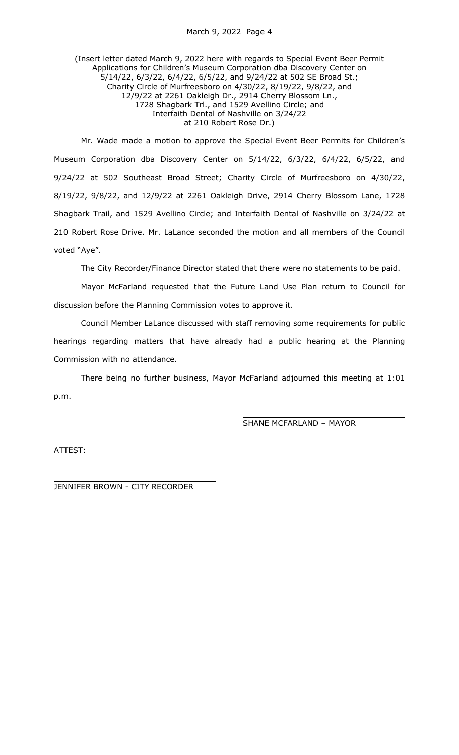(Insert letter dated March 9, 2022 here with regards to Special Event Beer Permit Applications for Children's Museum Corporation dba Discovery Center on 5/14/22, 6/3/22, 6/4/22, 6/5/22, and 9/24/22 at 502 SE Broad St.; Charity Circle of Murfreesboro on 4/30/22, 8/19/22, 9/8/22, and 12/9/22 at 2261 Oakleigh Dr., 2914 Cherry Blossom Ln., 1728 Shagbark Trl., and 1529 Avellino Circle; and Interfaith Dental of Nashville on 3/24/22 at 210 Robert Rose Dr.)

Mr. Wade made a motion to approve the Special Event Beer Permits for Children's Museum Corporation dba Discovery Center on 5/14/22, 6/3/22, 6/4/22, 6/5/22, and 9/24/22 at 502 Southeast Broad Street; Charity Circle of Murfreesboro on 4/30/22, 8/19/22, 9/8/22, and 12/9/22 at 2261 Oakleigh Drive, 2914 Cherry Blossom Lane, 1728 Shagbark Trail, and 1529 Avellino Circle; and Interfaith Dental of Nashville on 3/24/22 at 210 Robert Rose Drive. Mr. LaLance seconded the motion and all members of the Council voted "Aye".

The City Recorder/Finance Director stated that there were no statements to be paid.

Mayor McFarland requested that the Future Land Use Plan return to Council for discussion before the Planning Commission votes to approve it.

Council Member LaLance discussed with staff removing some requirements for public hearings regarding matters that have already had a public hearing at the Planning Commission with no attendance.

There being no further business, Mayor McFarland adjourned this meeting at 1:01 p.m.

SHANE MCFARLAND – MAYOR

ATTEST:

JENNIFER BROWN - CITY RECORDER